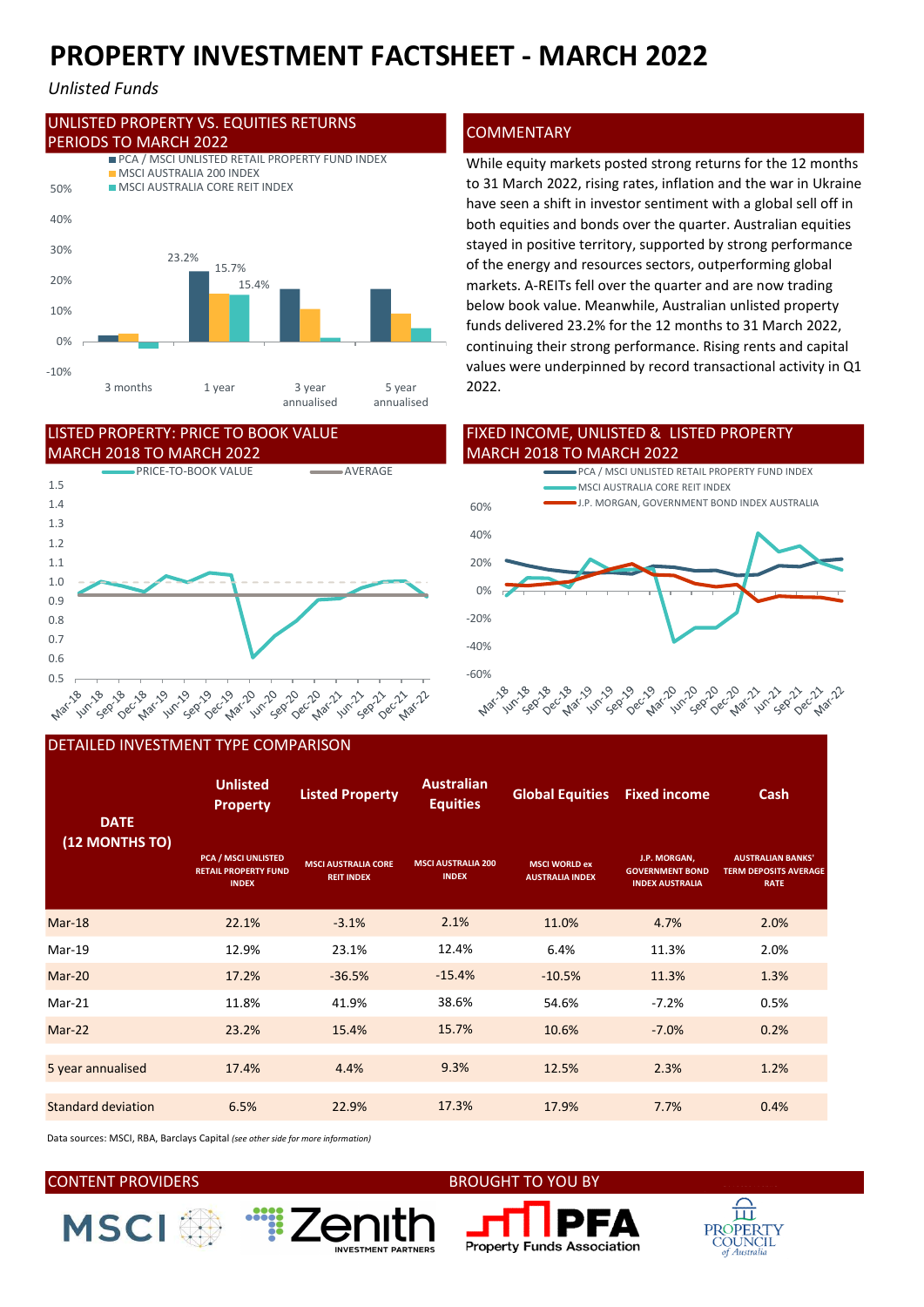# PROPERTY INVESTMENT FACTSHEET - MARCH 2022

*Unlisted Funds*

## UNLISTED PROPERTY VS. EQUITIES RETURNS PERIODS TO MARCH 2022

- PCA / MSCI UNLISTED RETAIL PROPERTY FUND INDEX
- MSCI AUSTRALIA 200 INDEX
- MSCI AUSTRALIA CORE REIT INDEX

| | 3 months | 1 year | 3 year annualised | 5 year annualised |
|---|---|---|---|---|
| PCA / MSCI Unlisted Retail Property Fund Index | | 23.2% | | |
| MSCI Australia 200 Index | | 15.7% | | |
| MSCI Australia Core REIT Index | | 15.4% | | |

## COMMENTARY

While equity markets posted strong returns for the 12 months to 31 March 2022, rising rates, inflation and the war in Ukraine have seen a shift in investor sentiment with a global sell off in both equities and bonds over the quarter. Australian equities stayed in positive territory, supported by strong performance of the energy and resources sectors, outperforming global markets. A-REITs fell over the quarter and are now trading below book value. Meanwhile, Australian unlisted property funds delivered 23.2% for the 12 months to 31 March 2022, continuing their strong performance. Rising rents and capital values were underpinned by record transactional activity in Q1 2022.

## LISTED PROPERTY: PRICE TO BOOK VALUE MARCH 2018 TO MARCH 2022

- PRICE-TO-BOOK VALUE
- AVERAGE

## FIXED INCOME, UNLISTED & LISTED PROPERTY MARCH 2018 TO MARCH 2022

- PCA / MSCI UNLISTED RETAIL PROPERTY FUND INDEX
- MSCI AUSTRALIA CORE REIT INDEX
- J.P. MORGAN, GOVERNMENT BOND INDEX AUSTRALIA

## DETAILED INVESTMENT TYPE COMPARISON

| DATE (12 MONTHS TO) | Unlisted Property | Listed Property | Australian Equities | Global Equities | Fixed income | Cash |
|---|---|---|---|---|---|---|
| | PCA / MSCI UNLISTED RETAIL PROPERTY FUND INDEX | MSCI AUSTRALIA CORE REIT INDEX | MSCI AUSTRALIA 200 INDEX | MSCI WORLD ex AUSTRALIA INDEX | J.P. MORGAN, GOVERNMENT BOND INDEX AUSTRALIA | AUSTRALIAN BANKS' TERM DEPOSITS AVERAGE RATE |
| Mar-18 | 22.1% | -3.1% | 2.1% | 11.0% | 4.7% | 2.0% |
| Mar-19 | 12.9% | 23.1% | 12.4% | 6.4% | 11.3% | 2.0% |
| Mar-20 | 17.2% | -36.5% | -15.4% | -10.5% | 11.3% | 1.3% |
| Mar-21 | 11.8% | 41.9% | 38.6% | 54.6% | -7.2% | 0.5% |
| Mar-22 | 23.2% | 15.4% | 15.7% | 10.6% | -7.0% | 0.2% |
| 5 year annualised | 17.4% | 4.4% | 9.3% | 12.5% | 2.3% | 1.2% |
| Standard deviation | 6.5% | 22.9% | 17.3% | 17.9% | 7.7% | 0.4% |

Data sources: MSCI, RBA, Barclays Capital *(see other side for more information)*

CONTENT PROVIDERS

BROUGHT TO YOU BY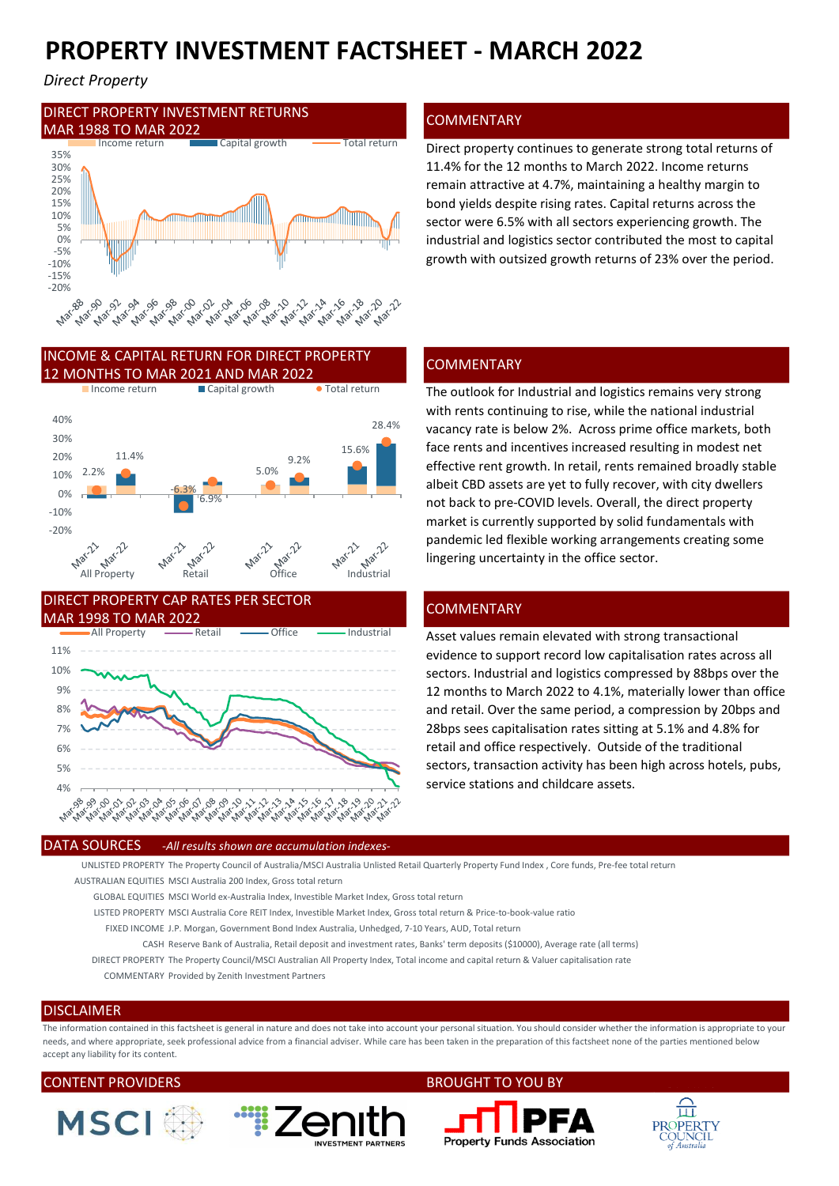# PROPERTY INVESTMENT FACTSHEET - MARCH 2022

*Direct Property*

## DIRECT PROPERTY INVESTMENT RETURNS MAR 1988 TO MAR 2022

Income return
Capital growth
Total return

35%
30%
25%
20%
15%
10%
5%
0%
-5%
-10%
-15%
-20%

Mar-88 Mar-90 Mar-92 Mar-94 Mar-96 Mar-98 Mar-00 Mar-02 Mar-04 Mar-06 Mar-08 Mar-10 Mar-12 Mar-14 Mar-16 Mar-18 Mar-20 Mar-22

## COMMENTARY

Direct property continues to generate strong total returns of 11.4% for the 12 months to March 2022. Income returns remain attractive at 4.7%, maintaining a healthy margin to bond yields despite rising rates. Capital returns across the sector were 6.5% with all sectors experiencing growth. The industrial and logistics sector contributed the most to capital growth with outsized growth returns of 23% over the period.

## INCOME & CAPITAL RETURN FOR DIRECT PROPERTY 12 MONTHS TO MAR 2021 AND MAR 2022

Income return
Capital growth
Total return

40%
30%
20%
10%
0%
-10%
-20%

2.2%
11.4%
-6.3%
6.9%
5.0%
9.2%
15.6%
28.4%

Mar-21 Mar-22
All Property

Mar-21 Mar-22
Retail

Mar-21 Mar-22
Office

Mar-21 Mar-22
Industrial

## COMMENTARY

The outlook for Industrial and logistics remains very strong with rents continuing to rise, while the national industrial vacancy rate is below 2%. Across prime office markets, both face rents and incentives increased resulting in modest net effective rent growth. In retail, rents remained broadly stable albeit CBD assets are yet to fully recover, with city dwellers not back to pre-COVID levels. Overall, the direct property market is currently supported by solid fundamentals with pandemic led flexible working arrangements creating some lingering uncertainty in the office sector.

## DIRECT PROPERTY CAP RATES PER SECTOR MAR 1998 TO MAR 2022

All Property
Retail
Office
Industrial

11%
10%
9%
8%
7%
6%
5%
4%

Mar-98 Mar-99 Mar-00 Mar-01 Mar-02 Mar-03 Mar-04 Mar-05 Mar-06 Mar-07 Mar-08 Mar-09 Mar-10 Mar-11 Mar-12 Mar-13 Mar-14 Mar-15 Mar-16 Mar-17 Mar-18 Mar-19 Mar-20 Mar-21 Mar-22

## COMMENTARY

Asset values remain elevated with strong transactional evidence to support record low capitalisation rates across all sectors. Industrial and logistics compressed by 88bps over the 12 months to March 2022 to 4.1%, materially lower than office and retail. Over the same period, a compression by 20bps and 28bps sees capitalisation rates sitting at 5.1% and 4.8% for retail and office respectively. Outside of the traditional sectors, transaction activity has been high across hotels, pubs, service stations and childcare assets.

## DATA SOURCES *-All results shown are accumulation indexes-*

| | |
|---|---|
| UNLISTED PROPERTY | The Property Council of Australia/MSCI Australia Unlisted Retail Quarterly Property Fund Index , Core funds, Pre-fee total return |
| AUSTRALIAN EQUITIES | MSCI Australia 200 Index, Gross total return |
| GLOBAL EQUITIES | MSCI World ex-Australia Index, Investible Market Index, Gross total return |
| LISTED PROPERTY | MSCI Australia Core REIT Index, Investible Market Index, Gross total return & Price-to-book-value ratio |
| FIXED INCOME | J.P. Morgan, Government Bond Index Australia, Unhedged, 7-10 Years, AUD, Total return |
| CASH | Reserve Bank of Australia, Retail deposit and investment rates, Banks' term deposits ($10000), Average rate (all terms) |
| DIRECT PROPERTY | The Property Council/MSCI Australian All Property Index, Total income and capital return & Valuer capitalisation rate |
| COMMENTARY | Provided by Zenith Investment Partners |

## DISCLAIMER

The information contained in this factsheet is general in nature and does not take into account your personal situation. You should consider whether the information is appropriate to your needs, and where appropriate, seek professional advice from a financial adviser. While care has been taken in the preparation of this factsheet none of the parties mentioned below accept any liability for its content.

## CONTENT PROVIDERS

MSCI
Zenith INVESTMENT PARTNERS

## BROUGHT TO YOU BY

PFA Property Funds Association
PROPERTY COUNCIL of Australia